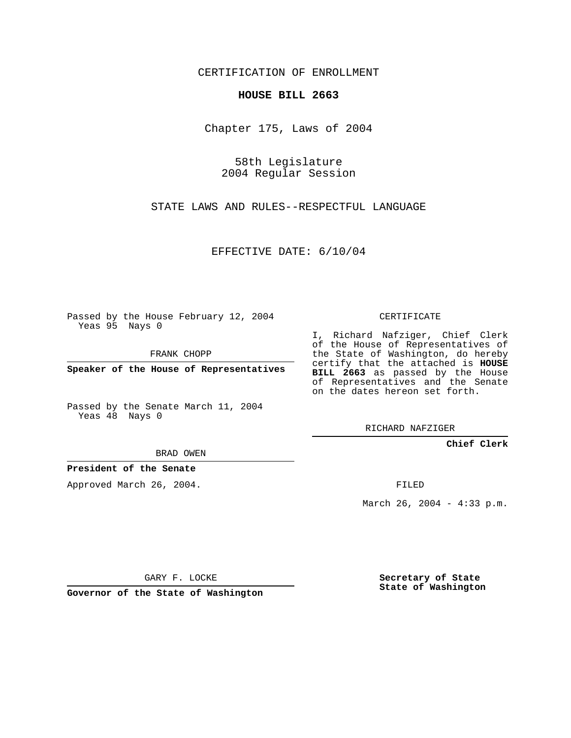CERTIFICATION OF ENROLLMENT

**HOUSE BILL 2663**

Chapter 175, Laws of 2004

58th Legislature
2004 Regular Session

STATE LAWS AND RULES--RESPECTFUL LANGUAGE

EFFECTIVE DATE: 6/10/04

Passed by the House February 12, 2004
Yeas 95 Nays 0

FRANK CHOPP

**Speaker of the House of Representatives**

Passed by the Senate March 11, 2004
Yeas 48 Nays 0

BRAD OWEN

**President of the Senate**

Approved March 26, 2004.

GARY F. LOCKE

**Governor of the State of Washington**

CERTIFICATE

I, Richard Nafziger, Chief Clerk of the House of Representatives of the State of Washington, do hereby certify that the attached is **HOUSE BILL 2663** as passed by the House of Representatives and the Senate on the dates hereon set forth.

RICHARD NAFZIGER

**Chief Clerk**

FILED

March 26, 2004 - 4:33 p.m.

**Secretary of State**
**State of Washington**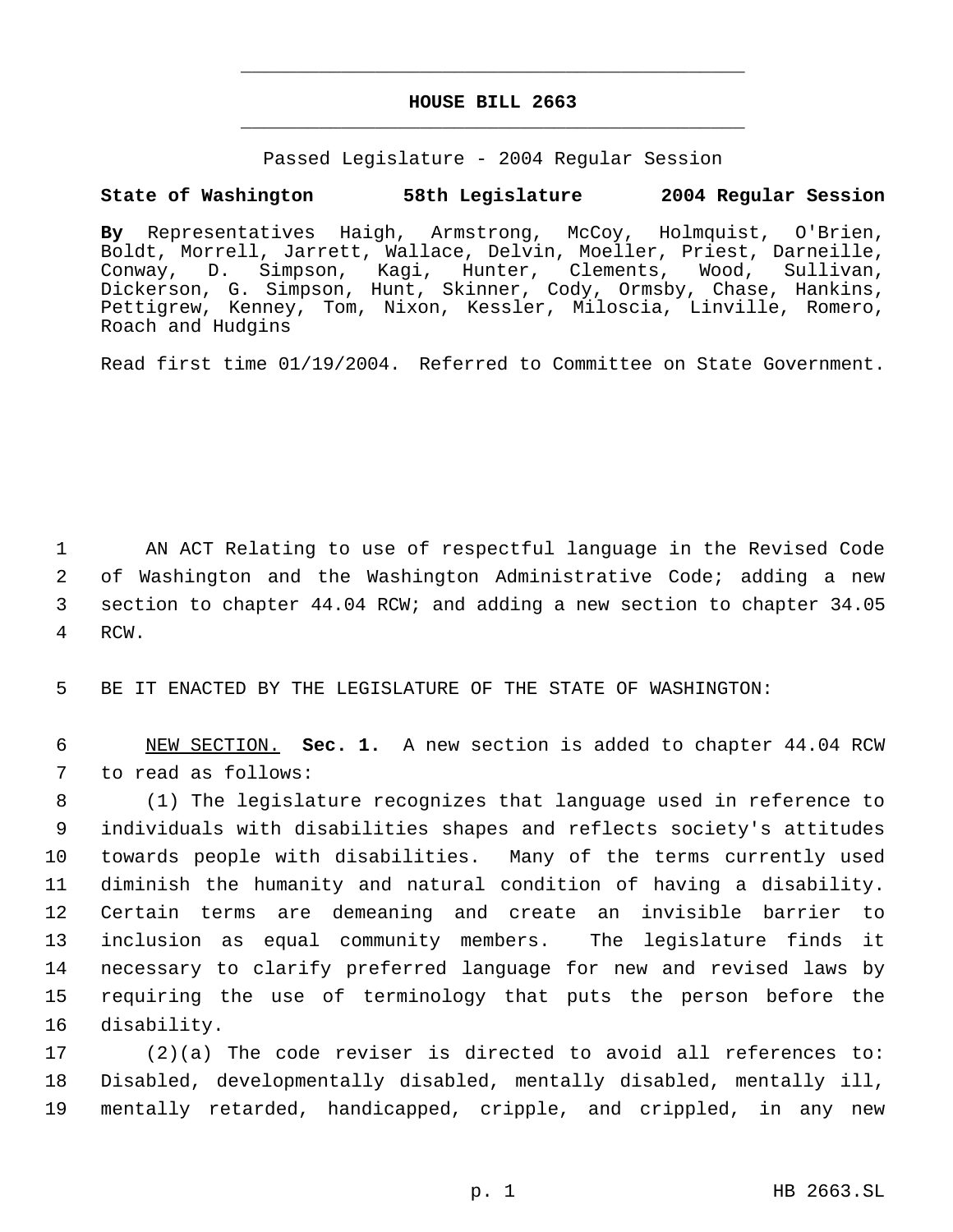# HOUSE BILL 2663

Passed Legislature - 2004 Regular Session

**State of Washington 58th Legislature 2004 Regular Session**

**By** Representatives Haigh, Armstrong, McCoy, Holmquist, O'Brien, Boldt, Morrell, Jarrett, Wallace, Delvin, Moeller, Priest, Darneille, Conway, D. Simpson, Kagi, Hunter, Clements, Wood, Sullivan, Dickerson, G. Simpson, Hunt, Skinner, Cody, Ormsby, Chase, Hankins, Pettigrew, Kenney, Tom, Nixon, Kessler, Miloscia, Linville, Romero, Roach and Hudgins

Read first time 01/19/2004. Referred to Committee on State Government.

AN ACT Relating to use of respectful language in the Revised Code of Washington and the Washington Administrative Code; adding a new section to chapter 44.04 RCW; and adding a new section to chapter 34.05 RCW.

BE IT ENACTED BY THE LEGISLATURE OF THE STATE OF WASHINGTON:

NEW SECTION. **Sec. 1.** A new section is added to chapter 44.04 RCW to read as follows:

(1) The legislature recognizes that language used in reference to individuals with disabilities shapes and reflects society's attitudes towards people with disabilities. Many of the terms currently used diminish the humanity and natural condition of having a disability. Certain terms are demeaning and create an invisible barrier to inclusion as equal community members. The legislature finds it necessary to clarify preferred language for new and revised laws by requiring the use of terminology that puts the person before the disability.

(2)(a) The code reviser is directed to avoid all references to: Disabled, developmentally disabled, mentally disabled, mentally ill, mentally retarded, handicapped, cripple, and crippled, in any new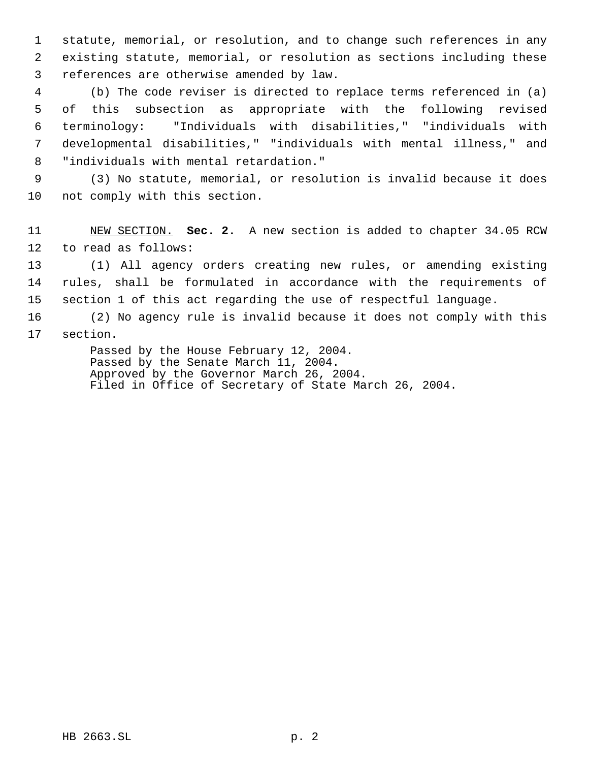statute, memorial, or resolution, and to change such references in any existing statute, memorial, or resolution as sections including these references are otherwise amended by law.

(b) The code reviser is directed to replace terms referenced in (a) of this subsection as appropriate with the following revised terminology: "Individuals with disabilities," "individuals with developmental disabilities," "individuals with mental illness," and "individuals with mental retardation."

(3) No statute, memorial, or resolution is invalid because it does not comply with this section.

NEW SECTION. **Sec. 2.** A new section is added to chapter 34.05 RCW to read as follows:

(1) All agency orders creating new rules, or amending existing rules, shall be formulated in accordance with the requirements of section 1 of this act regarding the use of respectful language.

(2) No agency rule is invalid because it does not comply with this section.

Passed by the House February 12, 2004.
Passed by the Senate March 11, 2004.
Approved by the Governor March 26, 2004.
Filed in Office of Secretary of State March 26, 2004.